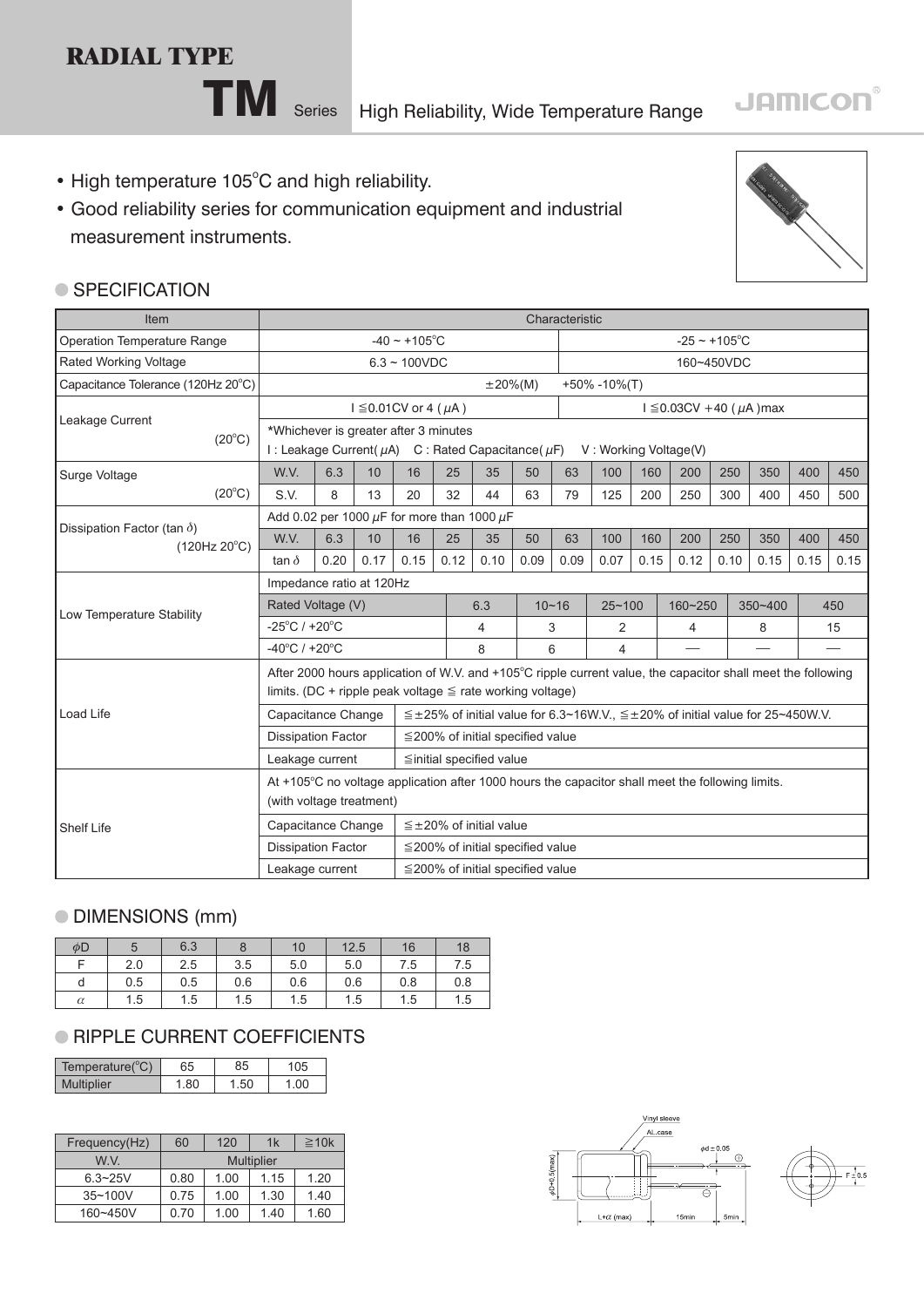# RADIAL TYPE

## TM Series High Reliability, Wide Temperature Range

JAMICON®

- High temperature 105°C and high reliability.
- Good reliability series for communication equipment and industrial measurement instruments.

### SPECIFICATION

| Item | Characteristic | | | | | | | | | | | | | | |
|---|---|---|---|---|---|---|---|---|---|---|---|---|---|---|---|
| Operation Temperature Range | -40 ~ +105°C | | | | | | | | -25 ~ +105°C | | | | | | |
| Rated Working Voltage | 6.3 ~ 100VDC | | | | | | | | 160~450VDC | | | | | | |
| Capacitance Tolerance (120Hz 20°C) | ±20%(M) +50% -10%(T) | | | | | | | | | | | | | | |
| Leakage Current (20°C) | I ≦0.01CV or 4 (μA) | | | | | | | | I ≦0.03CV +40 (μA)max | | | | | | |
| | *Whichever is greater after 3 minutes<br>I : Leakage Current(μA) C : Rated Capacitance(μF) V : Working Voltage(V) | | | | | | | | | | | | | | |
| Surge Voltage (20°C) | W.V. | 6.3 | 10 | 16 | 25 | 35 | 50 | 63 | 100 | 160 | 200 | 250 | 350 | 400 | 450 |
| | S.V. | 8 | 13 | 20 | 32 | 44 | 63 | 79 | 125 | 200 | 250 | 300 | 400 | 450 | 500 |
| Dissipation Factor (tan δ) (120Hz 20°C) | Add 0.02 per 1000 μF for more than 1000 μF | | | | | | | | | | | | | | |
| | W.V. | 6.3 | 10 | 16 | 25 | 35 | 50 | 63 | 100 | 160 | 200 | 250 | 350 | 400 | 450 |
| | tan δ | 0.20 | 0.17 | 0.15 | 0.12 | 0.10 | 0.09 | 0.09 | 0.07 | 0.15 | 0.12 | 0.10 | 0.15 | 0.15 | 0.15 |

| Low Temperature Stability | | | | | | |
|---|---|---|---|---|---|---|
| Impedance ratio at 120Hz | | | | | | |
| Rated Voltage (V) | 6.3 | 10~16 | 25~100 | 160~250 | 350~400 | 450 |
| -25°C / +20°C | 4 | 3 | 2 | 4 | 8 | 15 |
| -40°C / +20°C | 8 | 6 | 4 | — | — | — |

**Load Life**

After 2000 hours application of W.V. and +105°C ripple current value, the capacitor shall meet the following limits. (DC + ripple peak voltage ≦ rate working voltage)

| Item | Limit |
|---|---|
| Capacitance Change | ≦±25% of initial value for 6.3~16W.V., ≦±20% of initial value for 25~450W.V. |
| Dissipation Factor | ≦200% of initial specified value |
| Leakage current | ≦initial specified value |

**Shelf Life**

At +105°C no voltage application after 1000 hours the capacitor shall meet the following limits. (with voltage treatment)

| Item | Limit |
|---|---|
| Capacitance Change | ≦±20% of initial value |
| Dissipation Factor | ≦200% of initial specified value |
| Leakage current | ≦200% of initial specified value |

### DIMENSIONS (mm)

| φD | 5 | 6.3 | 8 | 10 | 12.5 | 16 | 18 |
|---|---|---|---|---|---|---|---|
| F | 2.0 | 2.5 | 3.5 | 5.0 | 5.0 | 7.5 | 7.5 |
| d | 0.5 | 0.5 | 0.6 | 0.6 | 0.6 | 0.8 | 0.8 |
| α | 1.5 | 1.5 | 1.5 | 1.5 | 1.5 | 1.5 | 1.5 |

### RIPPLE CURRENT COEFFICIENTS

| Temperature(°C) | 65 | 85 | 105 |
|---|---|---|---|
| Multiplier | 1.80 | 1.50 | 1.00 |

| Frequency(Hz) | 60 | 120 | 1k | ≧10k |
|---|---|---|---|---|
| W.V. | Multiplier | | | |
| 6.3~25V | 0.80 | 1.00 | 1.15 | 1.20 |
| 35~100V | 0.75 | 1.00 | 1.30 | 1.40 |
| 160~450V | 0.70 | 1.00 | 1.40 | 1.60 |

Vinyl sleeve
AL.case
φd ± 0.05
φD+0.5(max)
L+α (max)
15min
5min
F ± 0.5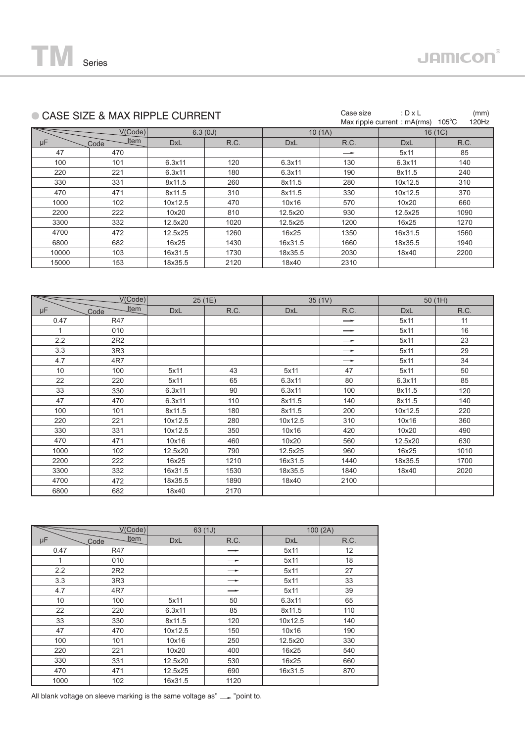# TM Series

## ● CASE SIZE & MAX RIPPLE CURRENT

Case size : D x L (mm)
Max ripple current : mA(rms) 105°C 120Hz

| V(Code) | | 6.3 (0J) | | 10 (1A) | | 16 (1C) | |
|---|---|---|---|---|---|---|---|
| μF | Code / Item | DxL | R.C. | DxL | R.C. | DxL | R.C. |
| 47 | 470 | | | | → | 5x11 | 85 |
| 100 | 101 | 6.3x11 | 120 | 6.3x11 | 130 | 6.3x11 | 140 |
| 220 | 221 | 6.3x11 | 180 | 6.3x11 | 190 | 8x11.5 | 240 |
| 330 | 331 | 8x11.5 | 260 | 8x11.5 | 280 | 10x12.5 | 310 |
| 470 | 471 | 8x11.5 | 310 | 8x11.5 | 330 | 10x12.5 | 370 |
| 1000 | 102 | 10x12.5 | 470 | 10x16 | 570 | 10x20 | 660 |
| 2200 | 222 | 10x20 | 810 | 12.5x20 | 930 | 12.5x25 | 1090 |
| 3300 | 332 | 12.5x20 | 1020 | 12.5x25 | 1200 | 16x25 | 1270 |
| 4700 | 472 | 12.5x25 | 1260 | 16x25 | 1350 | 16x31.5 | 1560 |
| 6800 | 682 | 16x25 | 1430 | 16x31.5 | 1660 | 18x35.5 | 1940 |
| 10000 | 103 | 16x31.5 | 1730 | 18x35.5 | 2030 | 18x40 | 2200 |
| 15000 | 153 | 18x35.5 | 2120 | 18x40 | 2310 | | |

| V(Code) | | 25 (1E) | | 35 (1V) | | 50 (1H) | |
|---|---|---|---|---|---|---|---|
| μF | Code / Item | DxL | R.C. | DxL | R.C. | DxL | R.C. |
| 0.47 | R47 | | | | → | 5x11 | 11 |
| 1 | 010 | | | | → | 5x11 | 16 |
| 2.2 | 2R2 | | | | → | 5x11 | 23 |
| 3.3 | 3R3 | | | | → | 5x11 | 29 |
| 4.7 | 4R7 | | | | → | 5x11 | 34 |
| 10 | 100 | 5x11 | 43 | 5x11 | 47 | 5x11 | 50 |
| 22 | 220 | 5x11 | 65 | 6.3x11 | 80 | 6.3x11 | 85 |
| 33 | 330 | 6.3x11 | 90 | 6.3x11 | 100 | 8x11.5 | 120 |
| 47 | 470 | 6.3x11 | 110 | 8x11.5 | 140 | 8x11.5 | 140 |
| 100 | 101 | 8x11.5 | 180 | 8x11.5 | 200 | 10x12.5 | 220 |
| 220 | 221 | 10x12.5 | 280 | 10x12.5 | 310 | 10x16 | 360 |
| 330 | 331 | 10x12.5 | 350 | 10x16 | 420 | 10x20 | 490 |
| 470 | 471 | 10x16 | 460 | 10x20 | 560 | 12.5x20 | 630 |
| 1000 | 102 | 12.5x20 | 790 | 12.5x25 | 960 | 16x25 | 1010 |
| 2200 | 222 | 16x25 | 1210 | 16x31.5 | 1440 | 18x35.5 | 1700 |
| 3300 | 332 | 16x31.5 | 1530 | 18x35.5 | 1840 | 18x40 | 2020 |
| 4700 | 472 | 18x35.5 | 1890 | 18x40 | 2100 | | |
| 6800 | 682 | 18x40 | 2170 | | | | |

| V(Code) | | 63 (1J) | | 100 (2A) | |
|---|---|---|---|---|---|
| μF | Code / Item | DxL | R.C. | DxL | R.C. |
| 0.47 | R47 | | → | 5x11 | 12 |
| 1 | 010 | | → | 5x11 | 18 |
| 2.2 | 2R2 | | → | 5x11 | 27 |
| 3.3 | 3R3 | | → | 5x11 | 33 |
| 4.7 | 4R7 | | → | 5x11 | 39 |
| 10 | 100 | 5x11 | 50 | 6.3x11 | 65 |
| 22 | 220 | 6.3x11 | 85 | 8x11.5 | 110 |
| 33 | 330 | 8x11.5 | 120 | 10x12.5 | 140 |
| 47 | 470 | 10x12.5 | 150 | 10x16 | 190 |
| 100 | 101 | 10x16 | 250 | 12.5x20 | 330 |
| 220 | 221 | 10x20 | 400 | 16x25 | 540 |
| 330 | 331 | 12.5x20 | 530 | 16x25 | 660 |
| 470 | 471 | 12.5x25 | 690 | 16x31.5 | 870 |
| 1000 | 102 | 16x31.5 | 1120 | | |

All blank voltage on sleeve marking is the same voltage as" → "point to.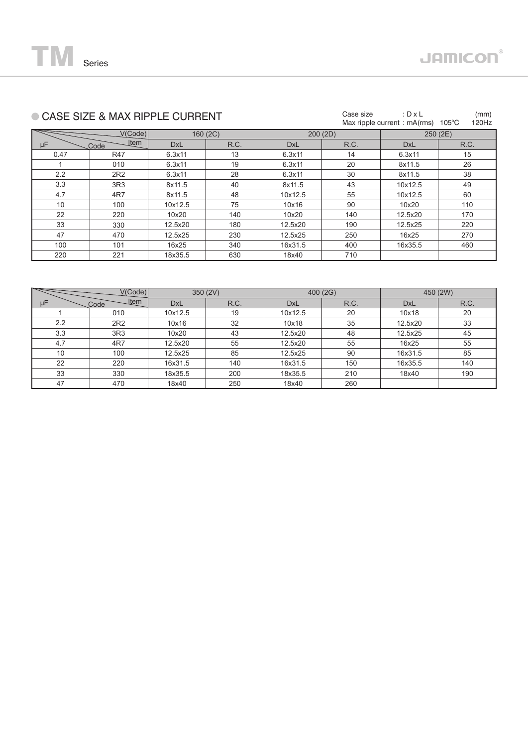● CASE SIZE & MAX RIPPLE CURRENT

Case size : D x L (mm)
Max ripple current : mA(rms) 105°C 120Hz

| V(Code) / µF | Item / Code | 160 (2C) | | 200 (2D) | | 250 (2E) | |
|---|---|---|---|---|---|---|---|
| | | DxL | R.C. | DxL | R.C. | DxL | R.C. |
| 0.47 | R47 | 6.3x11 | 13 | 6.3x11 | 14 | 6.3x11 | 15 |
| 1 | 010 | 6.3x11 | 19 | 6.3x11 | 20 | 8x11.5 | 26 |
| 2.2 | 2R2 | 6.3x11 | 28 | 6.3x11 | 30 | 8x11.5 | 38 |
| 3.3 | 3R3 | 8x11.5 | 40 | 8x11.5 | 43 | 10x12.5 | 49 |
| 4.7 | 4R7 | 8x11.5 | 48 | 10x12.5 | 55 | 10x12.5 | 60 |
| 10 | 100 | 10x12.5 | 75 | 10x16 | 90 | 10x20 | 110 |
| 22 | 220 | 10x20 | 140 | 10x20 | 140 | 12.5x20 | 170 |
| 33 | 330 | 12.5x20 | 180 | 12.5x20 | 190 | 12.5x25 | 220 |
| 47 | 470 | 12.5x25 | 230 | 12.5x25 | 250 | 16x25 | 270 |
| 100 | 101 | 16x25 | 340 | 16x31.5 | 400 | 16x35.5 | 460 |
| 220 | 221 | 18x35.5 | 630 | 18x40 | 710 | | |

| V(Code) / µF | Item / Code | 350 (2V) | | 400 (2G) | | 450 (2W) | |
|---|---|---|---|---|---|---|---|
| | | DxL | R.C. | DxL | R.C. | DxL | R.C. |
| 1 | 010 | 10x12.5 | 19 | 10x12.5 | 20 | 10x18 | 20 |
| 2.2 | 2R2 | 10x16 | 32 | 10x18 | 35 | 12.5x20 | 33 |
| 3.3 | 3R3 | 10x20 | 43 | 12.5x20 | 48 | 12.5x25 | 45 |
| 4.7 | 4R7 | 12.5x20 | 55 | 12.5x20 | 55 | 16x25 | 55 |
| 10 | 100 | 12.5x25 | 85 | 12.5x25 | 90 | 16x31.5 | 85 |
| 22 | 220 | 16x31.5 | 140 | 16x31.5 | 150 | 16x35.5 | 140 |
| 33 | 330 | 18x35.5 | 200 | 18x35.5 | 210 | 18x40 | 190 |
| 47 | 470 | 18x40 | 250 | 18x40 | 260 | | |